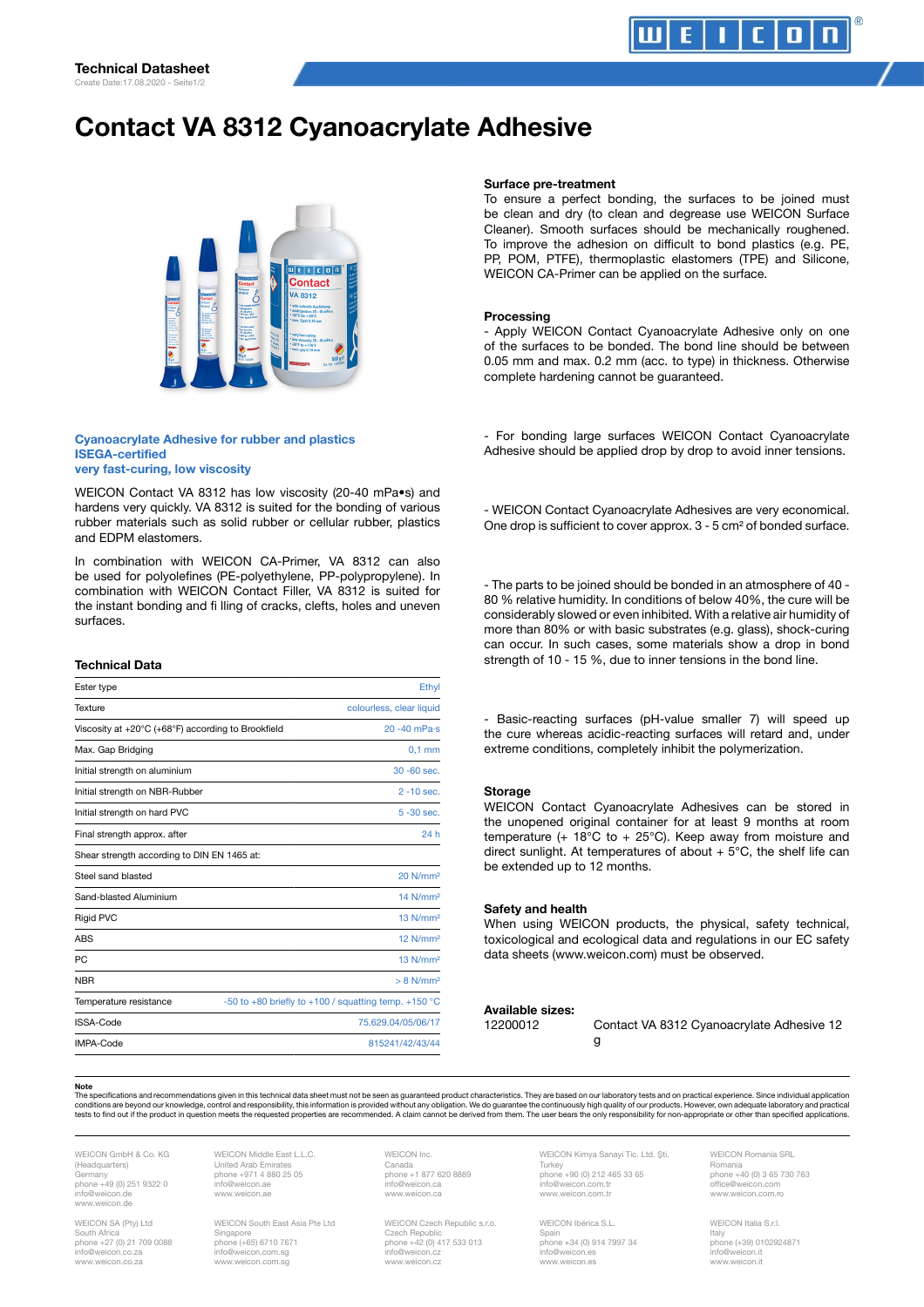**Technical Datasheet**
Create Date:17.08.2020 - Seite1/2

# Contact VA 8312 Cyanoacrylate Adhesive

**Cyanoacrylate Adhesive for rubber and plastics**
**ISEGA-certified**
**very fast-curing, low viscosity**

WEICON Contact VA 8312 has low viscosity (20-40 mPa•s) and hardens very quickly. VA 8312 is suited for the bonding of various rubber materials such as solid rubber or cellular rubber, plastics and EDPM elastomers.

In combination with WEICON CA-Primer, VA 8312 can also be used for polyolefines (PE-polyethylene, PP-polypropylene). In combination with WEICON Contact Filler, VA 8312 is suited for the instant bonding and fi lling of cracks, clefts, holes and uneven surfaces.

### Technical Data

| | |
|---|---|
| Ester type | Ethyl |
| Texture | colourless, clear liquid |
| Viscosity at +20°C (+68°F) according to Brookfield | 20 -40 mPa·s |
| Max. Gap Bridging | 0,1 mm |
| Initial strength on aluminium | 30 -60 sec. |
| Initial strength on NBR-Rubber | 2 -10 sec. |
| Initial strength on hard PVC | 5 -30 sec. |
| Final strength approx. after | 24 h |
| Shear strength according to DIN EN 1465 at: | |
| Steel sand blasted | 20 N/mm² |
| Sand-blasted Aluminium | 14 N/mm² |
| Rigid PVC | 13 N/mm² |
| ABS | 12 N/mm² |
| PC | 13 N/mm² |
| NBR | > 8 N/mm² |
| Temperature resistance | -50 to +80 briefly to +100 / squatting temp. +150 °C |
| ISSA-Code | 75.629.04/05/06/17 |
| IMPA-Code | 815241/42/43/44 |

### Surface pre-treatment

To ensure a perfect bonding, the surfaces to be joined must be clean and dry (to clean and degrease use WEICON Surface Cleaner). Smooth surfaces should be mechanically roughened. To improve the adhesion on difficult to bond plastics (e.g. PE, PP, POM, PTFE), thermoplastic elastomers (TPE) and Silicone, WEICON CA-Primer can be applied on the surface.

### Processing

- Apply WEICON Contact Cyanoacrylate Adhesive only on one of the surfaces to be bonded. The bond line should be between 0.05 mm and max. 0.2 mm (acc. to type) in thickness. Otherwise complete hardening cannot be guaranteed.

- For bonding large surfaces WEICON Contact Cyanoacrylate Adhesive should be applied drop by drop to avoid inner tensions.

- WEICON Contact Cyanoacrylate Adhesives are very economical. One drop is sufficient to cover approx. 3 - 5 cm² of bonded surface.

- The parts to be joined should be bonded in an atmosphere of 40 - 80 % relative humidity. In conditions of below 40%, the cure will be considerably slowed or even inhibited. With a relative air humidity of more than 80% or with basic substrates (e.g. glass), shock-curing can occur. In such cases, some materials show a drop in bond strength of 10 - 15 %, due to inner tensions in the bond line.

- Basic-reacting surfaces (pH-value smaller 7) will speed up the cure whereas acidic-reacting surfaces will retard and, under extreme conditions, completely inhibit the polymerization.

### Storage

WEICON Contact Cyanoacrylate Adhesives can be stored in the unopened original container for at least 9 months at room temperature (+ 18°C to + 25°C). Keep away from moisture and direct sunlight. At temperatures of about + 5°C, the shelf life can be extended up to 12 months.

### Safety and health

When using WEICON products, the physical, safety technical, toxicological and ecological data and regulations in our EC safety data sheets (www.weicon.com) must be observed.

### Available sizes:

| | |
|---|---|
| 12200012 | Contact VA 8312 Cyanoacrylate Adhesive 12 g |

**Note**
The specifications and recommendations given in this technical data sheet must not be seen as guaranteed product characteristics. They are based on our laboratory tests and on practical experience. Since individual application conditions are beyond our knowledge, control and responsibility, this information is provided without any obligation. We do guarantee the consistently high quality of our products. However, own adequate laboratory and practical tests to find out if the product in question meets the requested properties are recommended. A claim cannot be derived from them. The user bears the only responsibility for non-appropriate or other than specified applications.

WEICON GmbH & Co. KG (Headquarters), Germany, phone +49 (0) 251 9322 0, info@weicon.de, www.weicon.de

WEICON Middle East L.L.C., United Arab Emirates, phone +971 4 880 25 05, info@weicon.ae, www.weicon.ae

WEICON Inc., Canada, phone +1 877 620 8889, info@weicon.ca, www.weicon.ca

WEICON Kimya Sanayi Tic. Ltd. Şti., Turkey, phone +90 (0) 212 465 33 65, info@weicon.com.tr, www.weicon.com.tr

WEICON Romania SRL, Romania, phone +40 (0) 3 65 730 763, office@weicon.com, www.weicon.com.ro

WEICON SA (Pty) Ltd, South Africa, phone +27 (0) 21 709 0088, info@weicon.co.za, www.weicon.co.za

WEICON South East Asia Pte Ltd, Singapore, phone (+65) 6710 7671, info@weicon.com.sg, www.weicon.com.sg

WEICON Czech Republic s.r.o., Czech Republic, phone +42 (0) 417 533 013, info@weicon.cz, www.weicon.cz

WEICON Ibérica S.L., Spain, phone +34 (0) 914 7997 34, info@weicon.es, www.weicon.es

WEICON Italia S.r.l., Italy, phone (+39) 0102924871, info@weicon.it, www.weicon.it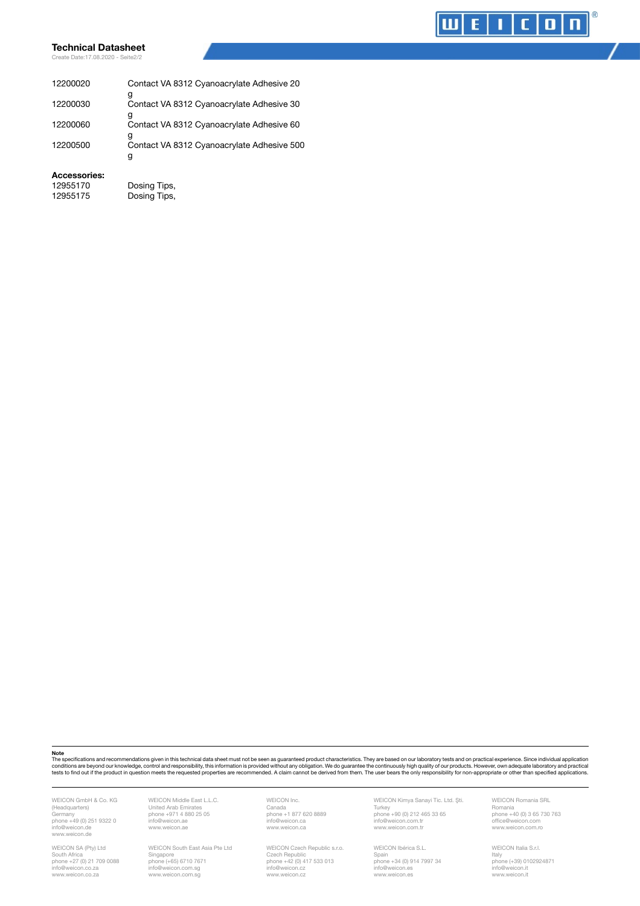| | |
|---|---|
| 12200020 | Contact VA 8312 Cyanoacrylate Adhesive 20 g |
| 12200030 | Contact VA 8312 Cyanoacrylate Adhesive 30 g |
| 12200060 | Contact VA 8312 Cyanoacrylate Adhesive 60 g |
| 12200500 | Contact VA 8312 Cyanoacrylate Adhesive 500 g |

**Accessories:**

| | |
|---|---|
| 12955170 | Dosing Tips, |
| 12955175 | Dosing Tips, |

**Note**
The specifications and recommendations given in this technical data sheet must not be seen as guaranteed product characteristics. They are based on our laboratory tests and on practical experience. Since individual application conditions are beyond our knowledge, control and responsibility, this information is provided without any obligation. We do guarantee the continuously high quality of our products. However, own adequate laboratory and practical tests to find out if the product in question meets the requested properties are recommended. A claim cannot be derived from them. The user bears the only responsibility for non-appropriate or other than specified applications.

WEICON GmbH & Co. KG
(Headquarters)
Germany
phone +49 (0) 251 9322 0
info@weicon.de
www.weicon.de

WEICON Middle East L.L.C.
United Arab Emirates
phone +971 4 880 25 05
info@weicon.ae
www.weicon.ae

WEICON Inc.
Canada
phone +1 877 620 8889
info@weicon.ca
www.weicon.ca

WEICON Kimya Sanayi Tic. Ltd. Şti.
Turkey
phone +90 (0) 212 465 33 65
info@weicon.com.tr
www.weicon.com.tr

WEICON Romania SRL
Romania
phone +40 (0) 3 65 730 763
office@weicon.com
www.weicon.com.ro

WEICON SA (Pty) Ltd
South Africa
phone +27 (0) 21 709 0088
info@weicon.co.za
www.weicon.co.za

WEICON South East Asia Pte Ltd
Singapore
phone (+65) 6710 7671
info@weicon.com.sg
www.weicon.com.sg

WEICON Czech Republic s.r.o.
Czech Republic
phone +42 (0) 417 533 013
info@weicon.cz
www.weicon.cz

WEICON Ibérica S.L.
Spain
phone +34 (0) 914 7997 34
info@weicon.es
www.weicon.es

WEICON Italia S.r.l.
Italy
phone (+39) 0102924871
info@weicon.it
www.weicon.it